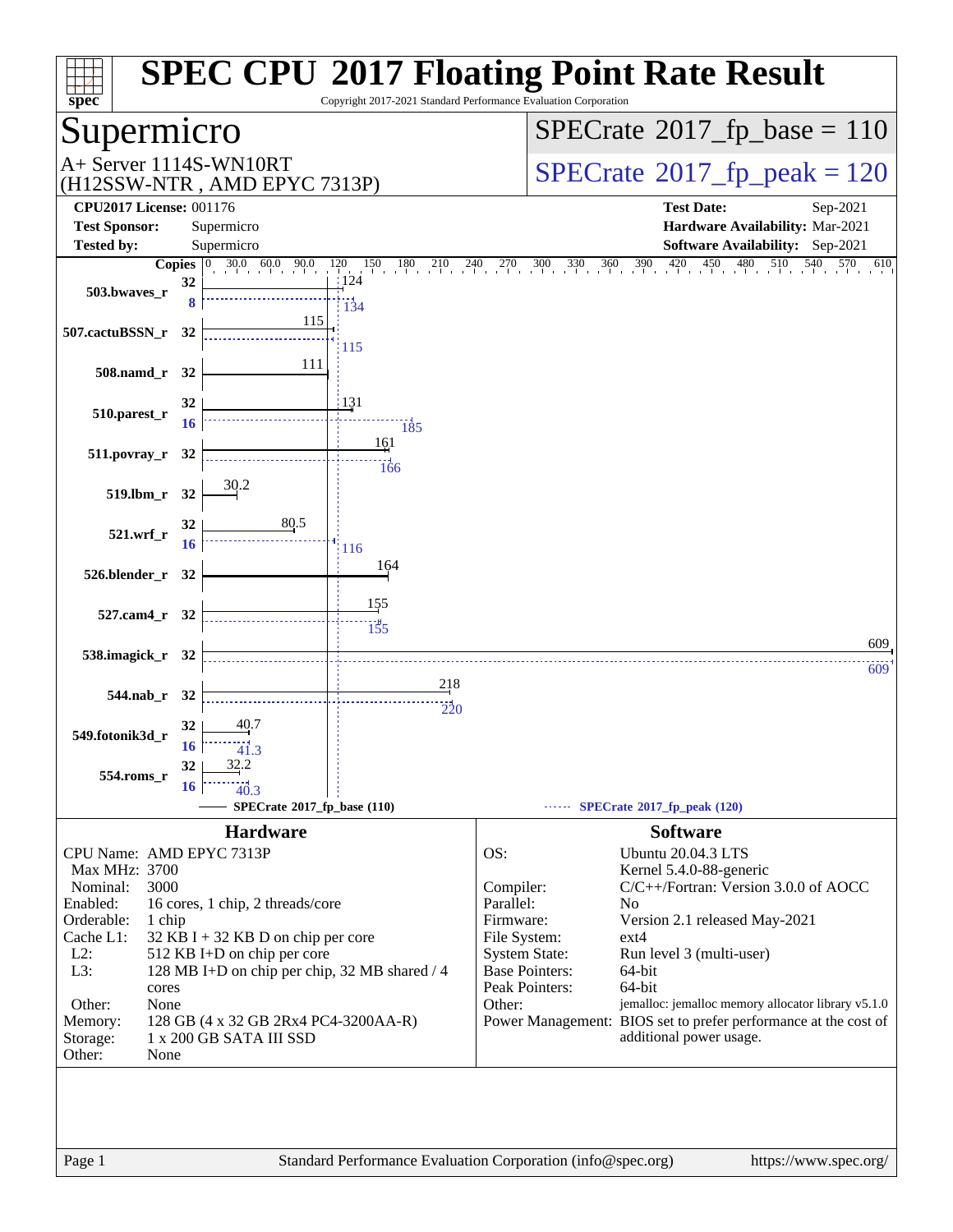# SPEC CPU 2017 Floating Point Rate Result

Copyright 2017-2021 Standard Performance Evaluation Corporation

## Supermicro

A+ Server 1114S-WN10RT
(H12SSW-NTR , AMD EPYC 7313P)

SPECrate 2017_fp_base = 110

SPECrate 2017_fp_peak = 120

| | | | |
|---|---|---|---|
| **CPU2017 License:** | 001176 | **Test Date:** | Sep-2021 |
| **Test Sponsor:** | Supermicro | **Hardware Availability:** | Mar-2021 |
| **Tested by:** | Supermicro | **Software Availability:** | Sep-2021 |

| Benchmark | Copies (base) | SPECrate 2017_fp_base | Copies (peak) | SPECrate 2017_fp_peak |
|---|---|---|---|---|
| 503.bwaves_r | 32 | 124 | 8 | 134 |
| 507.cactuBSSN_r | 32 | 115 | 32 | 115 |
| 508.namd_r | 32 | 111 | 32 | |
| 510.parest_r | 32 | 131 | 16 | 185 |
| 511.povray_r | 32 | 161 | 32 | 166 |
| 519.lbm_r | 32 | 30.2 | 32 | |
| 521.wrf_r | 32 | 80.5 | 16 | 116 |
| 526.blender_r | 32 | 164 | 32 | |
| 527.cam4_r | 32 | 155 | 32 | 155 |
| 538.imagick_r | 32 | 609 | 32 | 609 |
| 544.nab_r | 32 | 218 | 32 | 220 |
| 549.fotonik3d_r | 32 | 40.7 | 16 | 41.3 |
| 554.roms_r | 32 | 32.2 | 16 | 40.3 |

SPECrate 2017_fp_base (110) ------ SPECrate 2017_fp_peak (120)

## Hardware

- CPU Name: AMD EPYC 7313P
- Max MHz: 3700
- Nominal: 3000
- Enabled: 16 cores, 1 chip, 2 threads/core
- Orderable: 1 chip
- Cache L1: 32 KB I + 32 KB D on chip per core
- L2: 512 KB I+D on chip per core
- L3: 128 MB I+D on chip per chip, 32 MB shared / 4 cores
- Other: None
- Memory: 128 GB (4 x 32 GB 2Rx4 PC4-3200AA-R)
- Storage: 1 x 200 GB SATA III SSD
- Other: None

## Software

- OS: Ubuntu 20.04.3 LTS, Kernel 5.4.0-88-generic
- Compiler: C/C++/Fortran: Version 3.0.0 of AOCC
- Parallel: No
- Firmware: Version 2.1 released May-2021
- File System: ext4
- System State: Run level 3 (multi-user)
- Base Pointers: 64-bit
- Peak Pointers: 64-bit
- Other: jemalloc: jemalloc memory allocator library v5.1.0
- Power Management: BIOS set to prefer performance at the cost of additional power usage.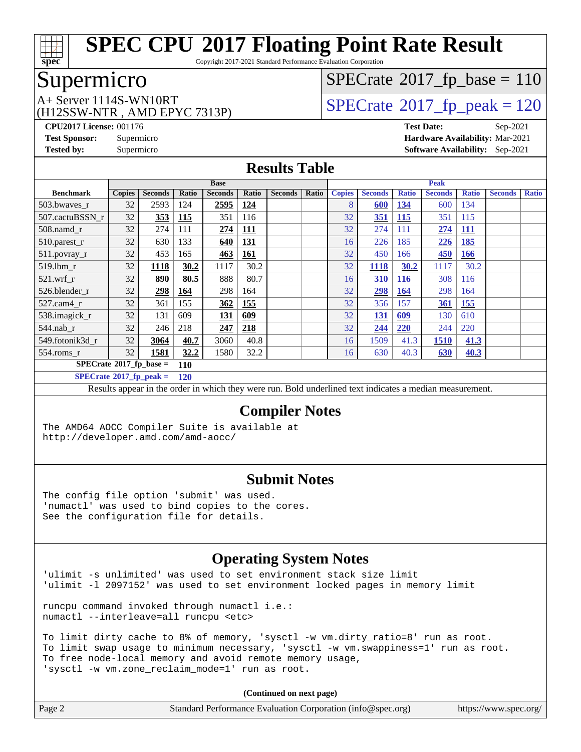# SPEC CPU 2017 Floating Point Rate Result

Copyright 2017-2021 Standard Performance Evaluation Corporation

## Supermicro

A+ Server 1114S-WN10RT
(H12SSW-NTR , AMD EPYC 7313P)

SPECrate 2017_fp_base = 110

SPECrate 2017_fp_peak = 120

**CPU2017 License:** 001176
**Test Sponsor:** Supermicro
**Tested by:** Supermicro

**Test Date:** Sep-2021
**Hardware Availability:** Mar-2021
**Software Availability:** Sep-2021

## Results Table

| Benchmark | Base | | | | | | | Peak | | | | | | |
|---|---|---|---|---|---|---|---|---|---|---|---|---|---|---|
| | Copies | Seconds | Ratio | Seconds | Ratio | Seconds | Ratio | Copies | Seconds | Ratio | Seconds | Ratio | Seconds | Ratio |
| 503.bwaves_r | 32 | 2593 | 124 | **2595** | **124** | | | 8 | **600** | **134** | 600 | 134 | | |
| 507.cactuBSSN_r | 32 | **353** | **115** | 351 | 116 | | | 32 | **351** | **115** | 351 | 115 | | |
| 508.namd_r | 32 | 274 | 111 | **274** | **111** | | | 32 | 274 | 111 | **274** | **111** | | |
| 510.parest_r | 32 | 630 | 133 | **640** | **131** | | | 16 | 226 | 185 | **226** | **185** | | |
| 511.povray_r | 32 | 453 | 165 | **463** | **161** | | | 32 | 450 | 166 | **450** | **166** | | |
| 519.lbm_r | 32 | **1118** | **30.2** | 1117 | 30.2 | | | 32 | **1118** | **30.2** | 1117 | 30.2 | | |
| 521.wrf_r | 32 | **890** | **80.5** | 888 | 80.7 | | | 16 | **310** | **116** | 308 | 116 | | |
| 526.blender_r | 32 | **298** | **164** | 298 | 164 | | | 32 | **298** | **164** | 298 | 164 | | |
| 527.cam4_r | 32 | 361 | 155 | **362** | **155** | | | 32 | 356 | 157 | **361** | **155** | | |
| 538.imagick_r | 32 | 131 | 609 | **131** | **609** | | | 32 | **131** | **609** | 130 | 610 | | |
| 544.nab_r | 32 | 246 | 218 | **247** | **218** | | | 32 | **244** | **220** | 244 | 220 | | |
| 549.fotonik3d_r | 32 | **3064** | **40.7** | 3060 | 40.8 | | | 16 | 1509 | 41.3 | **1510** | **41.3** | | |
| 554.roms_r | 32 | **1581** | **32.2** | 1580 | 32.2 | | | 16 | 630 | 40.3 | **630** | **40.3** | | |

**SPECrate 2017_fp_base = 110**

**SPECrate 2017_fp_peak = 120**

Results appear in the order in which they were run. Bold underlined text indicates a median measurement.

## Compiler Notes

```
The AMD64 AOCC Compiler Suite is available at
http://developer.amd.com/amd-aocc/
```

## Submit Notes

```
The config file option 'submit' was used.
'numactl' was used to bind copies to the cores.
See the configuration file for details.
```

## Operating System Notes

```
'ulimit -s unlimited' was used to set environment stack size limit
'ulimit -l 2097152' was used to set environment locked pages in memory limit

runcpu command invoked through numactl i.e.:
numactl --interleave=all runcpu <etc>

To limit dirty cache to 8% of memory, 'sysctl -w vm.dirty_ratio=8' run as root.
To limit swap usage to minimum necessary, 'sysctl -w vm.swappiness=1' run as root.
To free node-local memory and avoid remote memory usage,
'sysctl -w vm.zone_reclaim_mode=1' run as root.
```

**(Continued on next page)**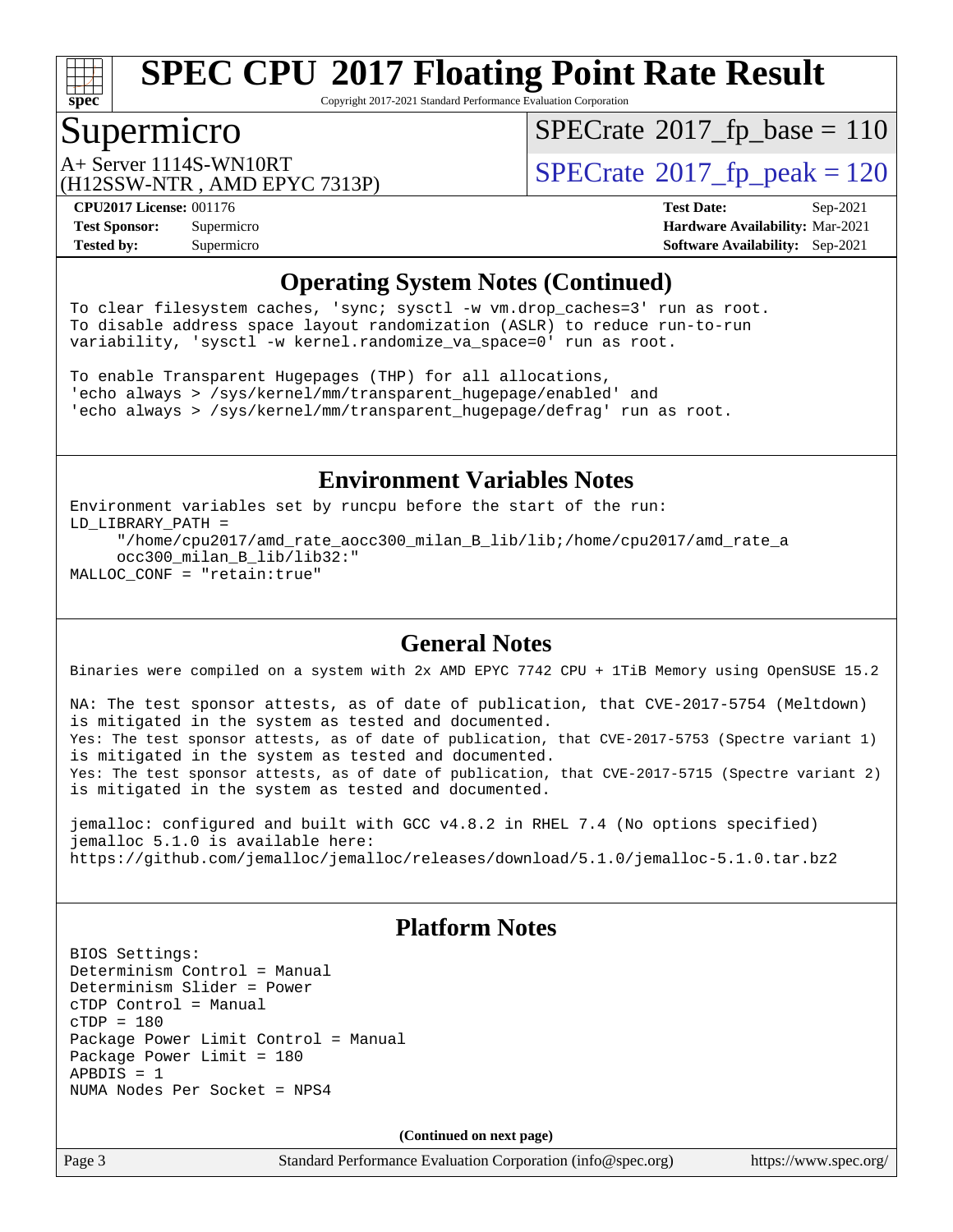# SPEC CPU 2017 Floating Point Rate Result

Copyright 2017-2021 Standard Performance Evaluation Corporation

## Supermicro

A+ Server 1114S-WN10RT
(H12SSW-NTR , AMD EPYC 7313P)

SPECrate 2017_fp_base = 110

SPECrate 2017_fp_peak = 120

**CPU2017 License:** 001176
**Test Sponsor:** Supermicro
**Tested by:** Supermicro

**Test Date:** Sep-2021
**Hardware Availability:** Mar-2021
**Software Availability:** Sep-2021

### Operating System Notes (Continued)

```
To clear filesystem caches, 'sync; sysctl -w vm.drop_caches=3' run as root.
To disable address space layout randomization (ASLR) to reduce run-to-run
variability, 'sysctl -w kernel.randomize_va_space=0' run as root.

To enable Transparent Hugepages (THP) for all allocations,
'echo always > /sys/kernel/mm/transparent_hugepage/enabled' and
'echo always > /sys/kernel/mm/transparent_hugepage/defrag' run as root.
```

### Environment Variables Notes

```
Environment variables set by runcpu before the start of the run:
LD_LIBRARY_PATH =
     "/home/cpu2017/amd_rate_aocc300_milan_B_lib/lib;/home/cpu2017/amd_rate_a
     occ300_milan_B_lib/lib32:"
MALLOC_CONF = "retain:true"
```

### General Notes

```
Binaries were compiled on a system with 2x AMD EPYC 7742 CPU + 1TiB Memory using OpenSUSE 15.2

NA: The test sponsor attests, as of date of publication, that CVE-2017-5754 (Meltdown)
is mitigated in the system as tested and documented.
Yes: The test sponsor attests, as of date of publication, that CVE-2017-5753 (Spectre variant 1)
is mitigated in the system as tested and documented.
Yes: The test sponsor attests, as of date of publication, that CVE-2017-5715 (Spectre variant 2)
is mitigated in the system as tested and documented.

jemalloc: configured and built with GCC v4.8.2 in RHEL 7.4 (No options specified)
jemalloc 5.1.0 is available here:
https://github.com/jemalloc/jemalloc/releases/download/5.1.0/jemalloc-5.1.0.tar.bz2
```

### Platform Notes

```
BIOS Settings:
Determinism Control = Manual
Determinism Slider = Power
cTDP Control = Manual
cTDP = 180
Package Power Limit Control = Manual
Package Power Limit = 180
APBDIS = 1
NUMA Nodes Per Socket = NPS4
```

**(Continued on next page)**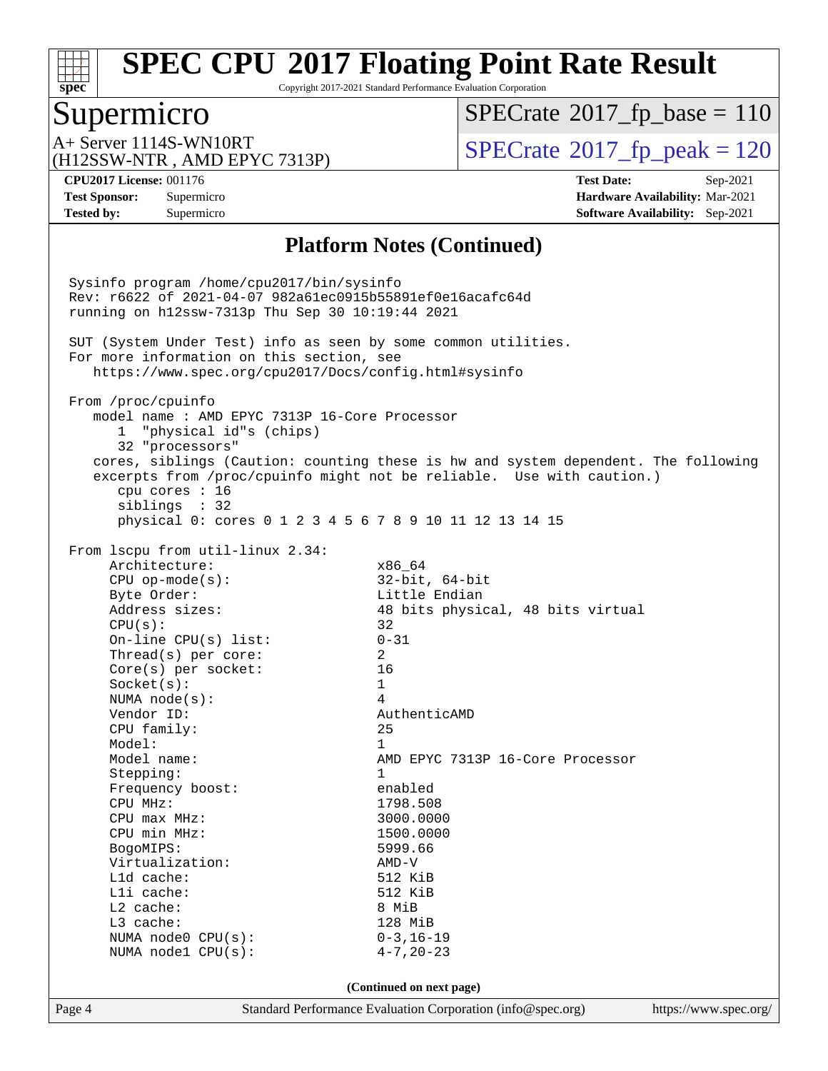# SPEC CPU 2017 Floating Point Rate Result

Copyright 2017-2021 Standard Performance Evaluation Corporation

## Supermicro

A+ Server 1114S-WN10RT
(H12SSW-NTR , AMD EPYC 7313P)

SPECrate 2017_fp_base = 110

SPECrate 2017_fp_peak = 120

**CPU2017 License:** 001176
**Test Sponsor:** Supermicro
**Tested by:** Supermicro

**Test Date:** Sep-2021
**Hardware Availability:** Mar-2021
**Software Availability:** Sep-2021

## Platform Notes (Continued)

```
Sysinfo program /home/cpu2017/bin/sysinfo
Rev: r6622 of 2021-04-07 982a61ec0915b55891ef0e16acafc64d
running on h12ssw-7313p Thu Sep 30 10:19:44 2021

SUT (System Under Test) info as seen by some common utilities.
For more information on this section, see
   https://www.spec.org/cpu2017/Docs/config.html#sysinfo

From /proc/cpuinfo
   model name : AMD EPYC 7313P 16-Core Processor
      1  "physical id"s (chips)
      32 "processors"
   cores, siblings (Caution: counting these is hw and system dependent. The following
   excerpts from /proc/cpuinfo might not be reliable.  Use with caution.)
      cpu cores : 16
      siblings  : 32
      physical 0: cores 0 1 2 3 4 5 6 7 8 9 10 11 12 13 14 15

From lscpu from util-linux 2.34:
     Architecture:                    x86_64
     CPU op-mode(s):                  32-bit, 64-bit
     Byte Order:                      Little Endian
     Address sizes:                   48 bits physical, 48 bits virtual
     CPU(s):                          32
     On-line CPU(s) list:             0-31
     Thread(s) per core:              2
     Core(s) per socket:              16
     Socket(s):                       1
     NUMA node(s):                    4
     Vendor ID:                       AuthenticAMD
     CPU family:                      25
     Model:                           1
     Model name:                      AMD EPYC 7313P 16-Core Processor
     Stepping:                        1
     Frequency boost:                 enabled
     CPU MHz:                         1798.508
     CPU max MHz:                     3000.0000
     CPU min MHz:                     1500.0000
     BogoMIPS:                        5999.66
     Virtualization:                  AMD-V
     L1d cache:                       512 KiB
     L1i cache:                       512 KiB
     L2 cache:                        8 MiB
     L3 cache:                        128 MiB
     NUMA node0 CPU(s):               0-3,16-19
     NUMA node1 CPU(s):               4-7,20-23
```

(Continued on next page)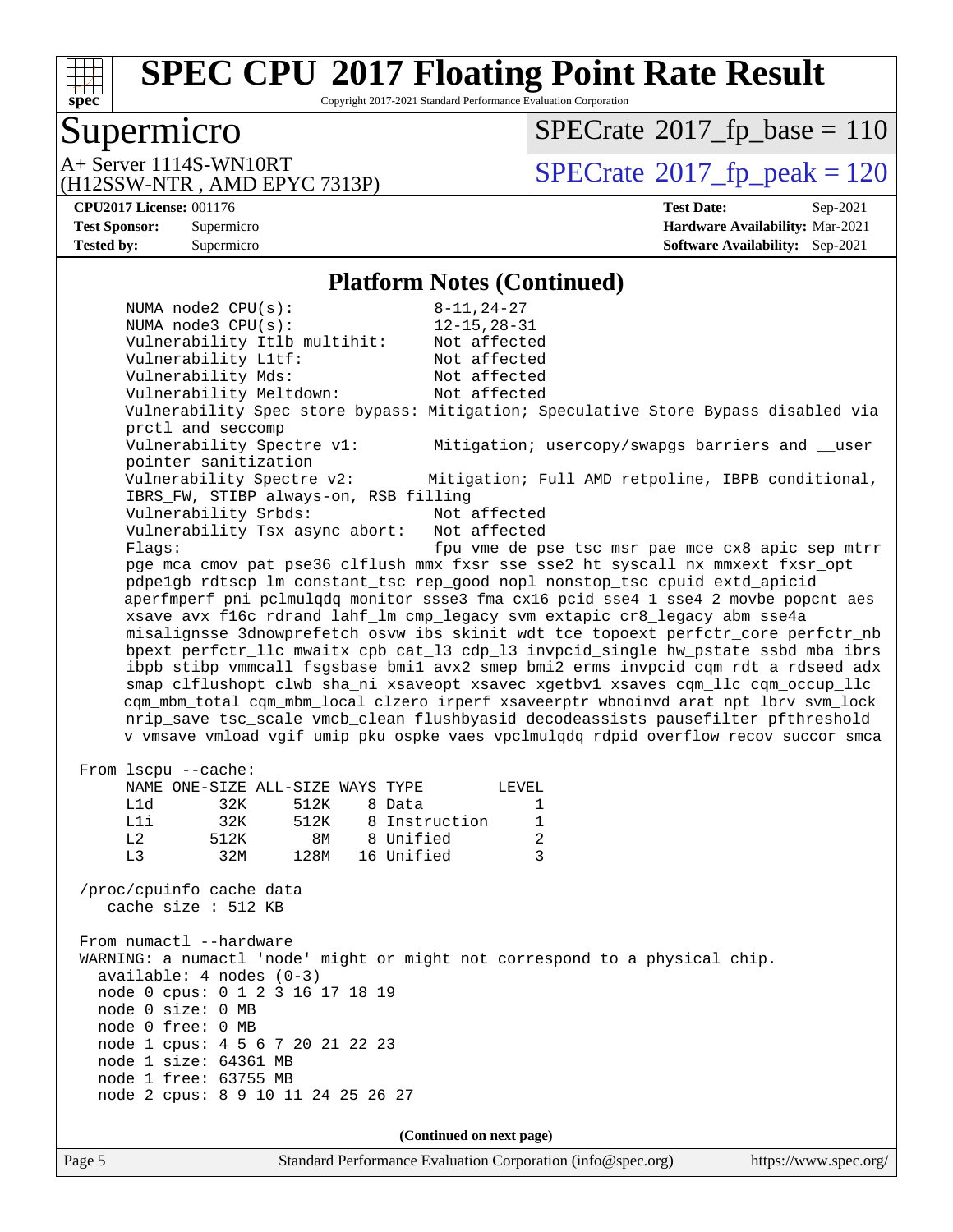## Platform Notes (Continued)

```
     NUMA node2 CPU(s):               8-11,24-27
     NUMA node3 CPU(s):               12-15,28-31
     Vulnerability Itlb multihit:     Not affected
     Vulnerability L1tf:              Not affected
     Vulnerability Mds:               Not affected
     Vulnerability Meltdown:          Not affected
     Vulnerability Spec store bypass: Mitigation; Speculative Store Bypass disabled via
     prctl and seccomp
     Vulnerability Spectre v1:        Mitigation; usercopy/swapgs barriers and __user
     pointer sanitization
     Vulnerability Spectre v2:       Mitigation; Full AMD retpoline, IBPB conditional,
     IBRS_FW, STIBP always-on, RSB filling
     Vulnerability Srbds:             Not affected
     Vulnerability Tsx async abort:   Not affected
     Flags:                           fpu vme de pse tsc msr pae mce cx8 apic sep mtrr
     pge mca cmov pat pse36 clflush mmx fxsr sse sse2 ht syscall nx mmxext fxsr_opt
     pdpe1gb rdtscp lm constant_tsc rep_good nopl nonstop_tsc cpuid extd_apicid
     aperfmperf pni pclmulqdq monitor ssse3 fma cx16 pcid sse4_1 sse4_2 movbe popcnt aes
     xsave avx f16c rdrand lahf_lm cmp_legacy svm extapic cr8_legacy abm sse4a
     misalignsse 3dnowprefetch osvw ibs skinit wdt tce topoext perfctr_core perfctr_nb
     bpext perfctr_llc mwaitx cpb cat_l3 cdp_l3 invpcid_single hw_pstate ssbd mba ibrs
     ibpb stibp vmmcall fsgsbase bmi1 avx2 smep bmi2 erms invpcid cqm rdt_a rdseed adx
     smap clflushopt clwb sha_ni xsaveopt xsavec xgetbv1 xsaves cqm_llc cqm_occup_llc
     cqm_mbm_total cqm_mbm_local clzero irperf xsaveerptr wbnoinvd arat npt lbrv svm_lock
     nrip_save tsc_scale vmcb_clean flushbyasid decodeassists pausefilter pfthreshold
     v_vmsave_vmload vgif umip pku ospke vaes vpclmulqdq rdpid overflow_recov succor smca

 From lscpu --cache:
     NAME ONE-SIZE ALL-SIZE WAYS TYPE        LEVEL
     L1d       32K     512K    8 Data            1
     L1i       32K     512K    8 Instruction     1
     L2       512K       8M    8 Unified         2
     L3        32M     128M   16 Unified         3

 /proc/cpuinfo cache data
    cache size : 512 KB

 From numactl --hardware
 WARNING: a numactl 'node' might or might not correspond to a physical chip.
   available: 4 nodes (0-3)
   node 0 cpus: 0 1 2 3 16 17 18 19
   node 0 size: 0 MB
   node 0 free: 0 MB
   node 1 cpus: 4 5 6 7 20 21 22 23
   node 1 size: 64361 MB
   node 1 free: 63755 MB
   node 2 cpus: 8 9 10 11 24 25 26 27
```

(Continued on next page)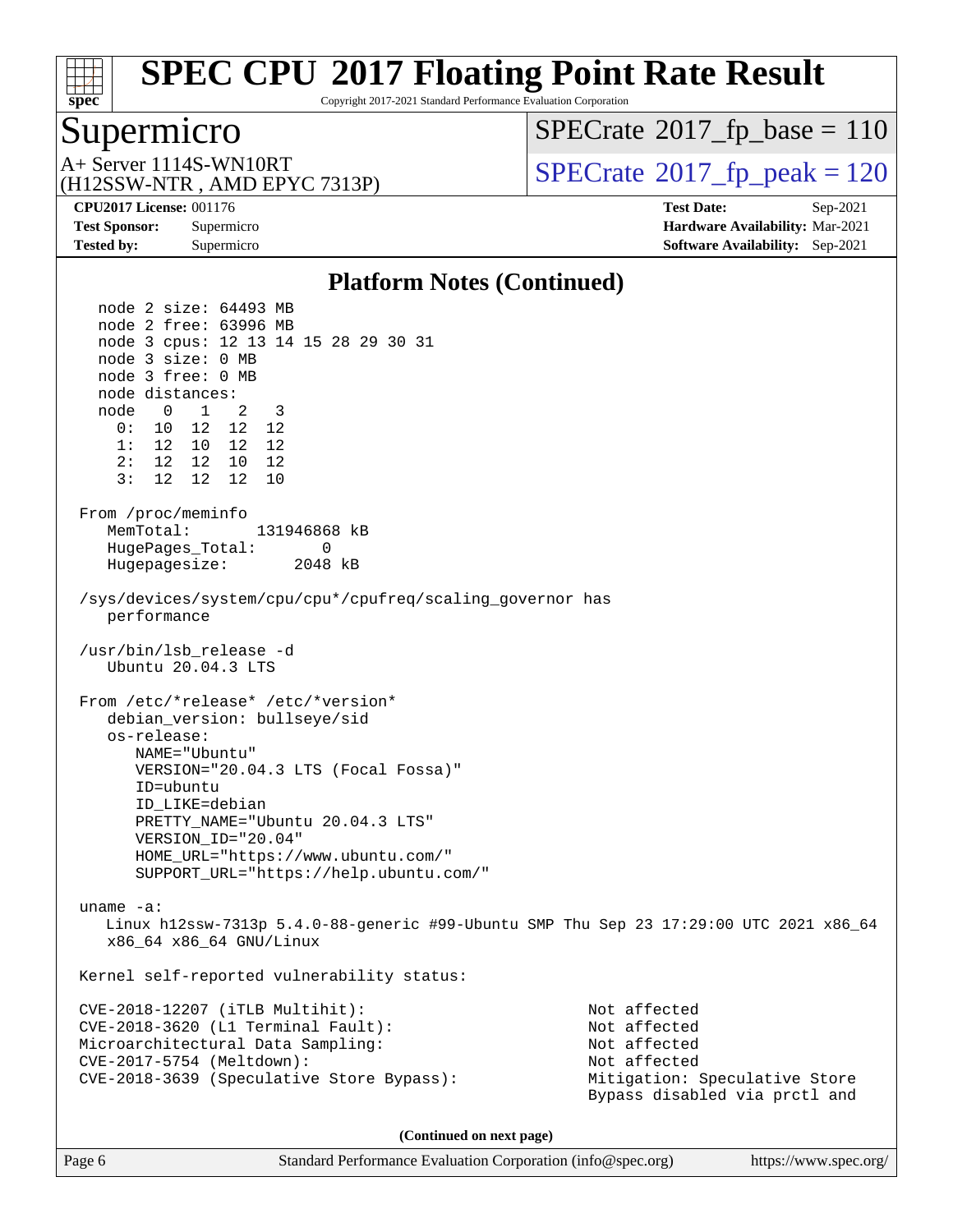# SPEC CPU 2017 Floating Point Rate Result

Copyright 2017-2021 Standard Performance Evaluation Corporation

## Supermicro

A+ Server 1114S-WN10RT
(H12SSW-NTR , AMD EPYC 7313P)

SPECrate 2017_fp_base = 110

SPECrate 2017_fp_peak = 120

**CPU2017 License:** 001176
**Test Sponsor:** Supermicro
**Tested by:** Supermicro

**Test Date:** Sep-2021
**Hardware Availability:** Mar-2021
**Software Availability:** Sep-2021

### Platform Notes (Continued)

```
   node 2 size: 64493 MB
   node 2 free: 63996 MB
   node 3 cpus: 12 13 14 15 28 29 30 31
   node 3 size: 0 MB
   node 3 free: 0 MB
   node distances:
   node   0   1   2   3
     0:  10  12  12  12
     1:  12  10  12  12
     2:  12  12  10  12
     3:  12  12  12  10

 From /proc/meminfo
    MemTotal:       131946868 kB
    HugePages_Total:       0
    Hugepagesize:       2048 kB

 /sys/devices/system/cpu/cpu*/cpufreq/scaling_governor has
    performance

 /usr/bin/lsb_release -d
    Ubuntu 20.04.3 LTS

 From /etc/*release* /etc/*version*
    debian_version: bullseye/sid
    os-release:
       NAME="Ubuntu"
       VERSION="20.04.3 LTS (Focal Fossa)"
       ID=ubuntu
       ID_LIKE=debian
       PRETTY_NAME="Ubuntu 20.04.3 LTS"
       VERSION_ID="20.04"
       HOME_URL="https://www.ubuntu.com/"
       SUPPORT_URL="https://help.ubuntu.com/"

 uname -a:
    Linux h12ssw-7313p 5.4.0-88-generic #99-Ubuntu SMP Thu Sep 23 17:29:00 UTC 2021 x86_64
    x86_64 x86_64 GNU/Linux

 Kernel self-reported vulnerability status:

 CVE-2018-12207 (iTLB Multihit):                          Not affected
 CVE-2018-3620 (L1 Terminal Fault):                       Not affected
 Microarchitectural Data Sampling:                        Not affected
 CVE-2017-5754 (Meltdown):                                Not affected
 CVE-2018-3639 (Speculative Store Bypass):                Mitigation: Speculative Store
                                                          Bypass disabled via prctl and
```

(Continued on next page)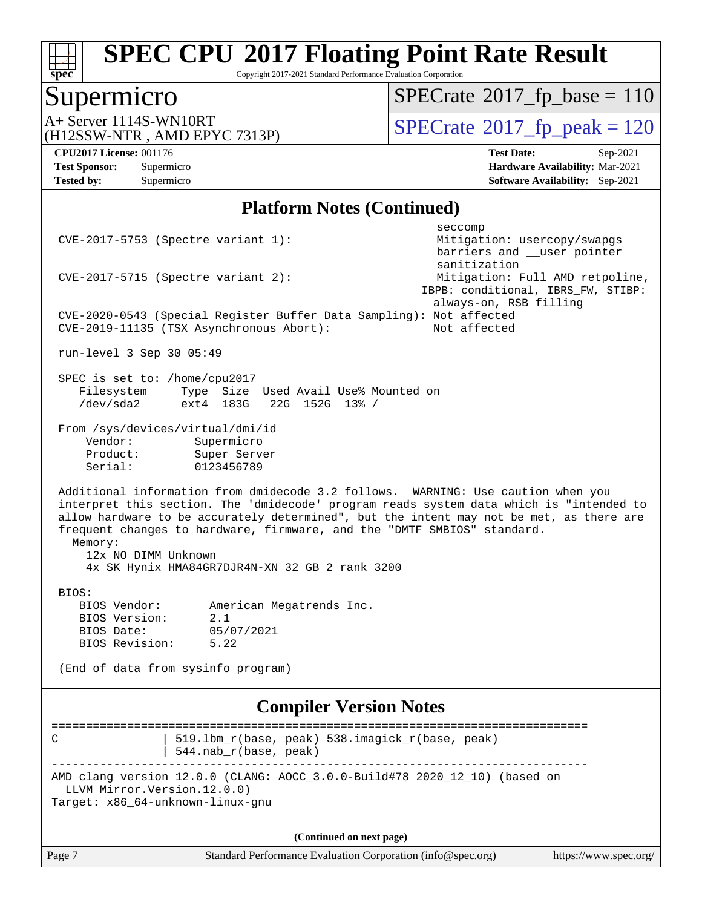## Platform Notes (Continued)

```
                                                          seccomp
 CVE-2017-5753 (Spectre variant 1):                       Mitigation: usercopy/swapgs
                                                          barriers and __user pointer
                                                          sanitization
 CVE-2017-5715 (Spectre variant 2):                       Mitigation: Full AMD retpoline,
                                                        IBPB: conditional, IBRS_FW, STIBP:
                                                          always-on, RSB filling
 CVE-2020-0543 (Special Register Buffer Data Sampling): Not affected
 CVE-2019-11135 (TSX Asynchronous Abort):                 Not affected

 run-level 3 Sep 30 05:49

 SPEC is set to: /home/cpu2017
    Filesystem     Type  Size  Used Avail Use% Mounted on
    /dev/sda2      ext4  183G   22G  152G  13% /

 From /sys/devices/virtual/dmi/id
     Vendor:         Supermicro
     Product:        Super Server
     Serial:         0123456789

 Additional information from dmidecode 3.2 follows.  WARNING: Use caution when you
 interpret this section. The 'dmidecode' program reads system data which is "intended to
 allow hardware to be accurately determined", but the intent may not be met, as there are
 frequent changes to hardware, firmware, and the "DMTF SMBIOS" standard.
   Memory:
     12x NO DIMM Unknown
     4x SK Hynix HMA84GR7DJR4N-XN 32 GB 2 rank 3200

 BIOS:
    BIOS Vendor:       American Megatrends Inc.
    BIOS Version:      2.1
    BIOS Date:         05/07/2021
    BIOS Revision:     5.22

 (End of data from sysinfo program)
```

## Compiler Version Notes

```
==============================================================================
C               | 519.lbm_r(base, peak) 538.imagick_r(base, peak)
                | 544.nab_r(base, peak)
------------------------------------------------------------------------------
AMD clang version 12.0.0 (CLANG: AOCC_3.0.0-Build#78 2020_12_10) (based on
  LLVM Mirror.Version.12.0.0)
Target: x86_64-unknown-linux-gnu
```

(Continued on next page)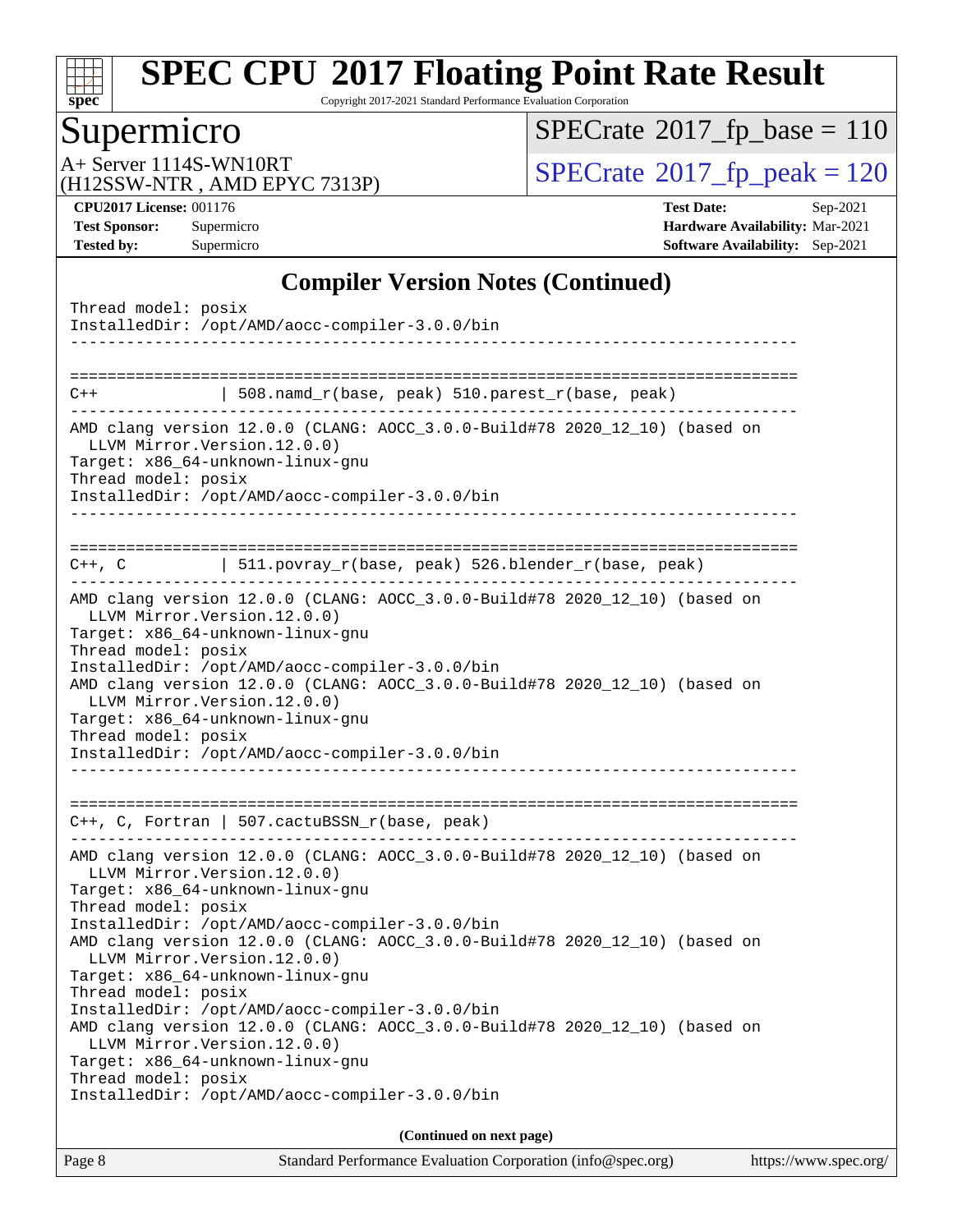## Compiler Version Notes (Continued)

```
Thread model: posix
InstalledDir: /opt/AMD/aocc-compiler-3.0.0/bin
------------------------------------------------------------------------------

==============================================================================
C++             | 508.namd_r(base, peak) 510.parest_r(base, peak)
------------------------------------------------------------------------------
AMD clang version 12.0.0 (CLANG: AOCC_3.0.0-Build#78 2020_12_10) (based on
  LLVM Mirror.Version.12.0.0)
Target: x86_64-unknown-linux-gnu
Thread model: posix
InstalledDir: /opt/AMD/aocc-compiler-3.0.0/bin
------------------------------------------------------------------------------

==============================================================================
C++, C          | 511.povray_r(base, peak) 526.blender_r(base, peak)
------------------------------------------------------------------------------
AMD clang version 12.0.0 (CLANG: AOCC_3.0.0-Build#78 2020_12_10) (based on
  LLVM Mirror.Version.12.0.0)
Target: x86_64-unknown-linux-gnu
Thread model: posix
InstalledDir: /opt/AMD/aocc-compiler-3.0.0/bin
AMD clang version 12.0.0 (CLANG: AOCC_3.0.0-Build#78 2020_12_10) (based on
  LLVM Mirror.Version.12.0.0)
Target: x86_64-unknown-linux-gnu
Thread model: posix
InstalledDir: /opt/AMD/aocc-compiler-3.0.0/bin
------------------------------------------------------------------------------

==============================================================================
C++, C, Fortran | 507.cactuBSSN_r(base, peak)
------------------------------------------------------------------------------
AMD clang version 12.0.0 (CLANG: AOCC_3.0.0-Build#78 2020_12_10) (based on
  LLVM Mirror.Version.12.0.0)
Target: x86_64-unknown-linux-gnu
Thread model: posix
InstalledDir: /opt/AMD/aocc-compiler-3.0.0/bin
AMD clang version 12.0.0 (CLANG: AOCC_3.0.0-Build#78 2020_12_10) (based on
  LLVM Mirror.Version.12.0.0)
Target: x86_64-unknown-linux-gnu
Thread model: posix
InstalledDir: /opt/AMD/aocc-compiler-3.0.0/bin
AMD clang version 12.0.0 (CLANG: AOCC_3.0.0-Build#78 2020_12_10) (based on
  LLVM Mirror.Version.12.0.0)
Target: x86_64-unknown-linux-gnu
Thread model: posix
InstalledDir: /opt/AMD/aocc-compiler-3.0.0/bin
```

**(Continued on next page)**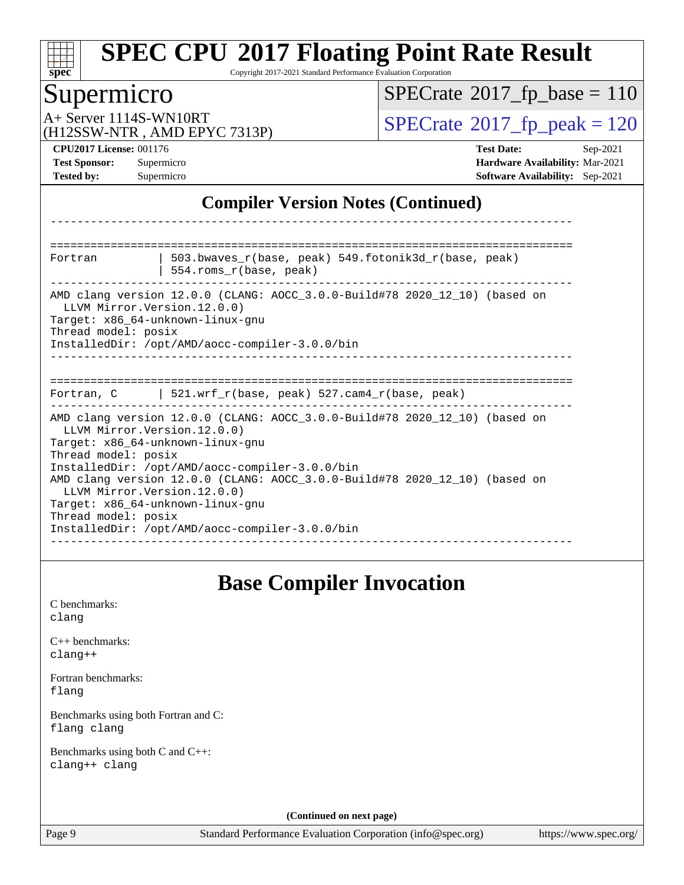## Compiler Version Notes (Continued)

```
------------------------------------------------------------------------------

==============================================================================
Fortran         | 503.bwaves_r(base, peak) 549.fotonik3d_r(base, peak)
                | 554.roms_r(base, peak)
------------------------------------------------------------------------------
AMD clang version 12.0.0 (CLANG: AOCC_3.0.0-Build#78 2020_12_10) (based on
  LLVM Mirror.Version.12.0.0)
Target: x86_64-unknown-linux-gnu
Thread model: posix
InstalledDir: /opt/AMD/aocc-compiler-3.0.0/bin
------------------------------------------------------------------------------

==============================================================================
Fortran, C      | 521.wrf_r(base, peak) 527.cam4_r(base, peak)
------------------------------------------------------------------------------
AMD clang version 12.0.0 (CLANG: AOCC_3.0.0-Build#78 2020_12_10) (based on
  LLVM Mirror.Version.12.0.0)
Target: x86_64-unknown-linux-gnu
Thread model: posix
InstalledDir: /opt/AMD/aocc-compiler-3.0.0/bin
AMD clang version 12.0.0 (CLANG: AOCC_3.0.0-Build#78 2020_12_10) (based on
  LLVM Mirror.Version.12.0.0)
Target: x86_64-unknown-linux-gnu
Thread model: posix
InstalledDir: /opt/AMD/aocc-compiler-3.0.0/bin
------------------------------------------------------------------------------
```

## Base Compiler Invocation

C benchmarks:
`clang`

C++ benchmarks:
`clang++`

Fortran benchmarks:
`flang`

Benchmarks using both Fortran and C:
`flang clang`

Benchmarks using both C and C++:
`clang++ clang`

**(Continued on next page)**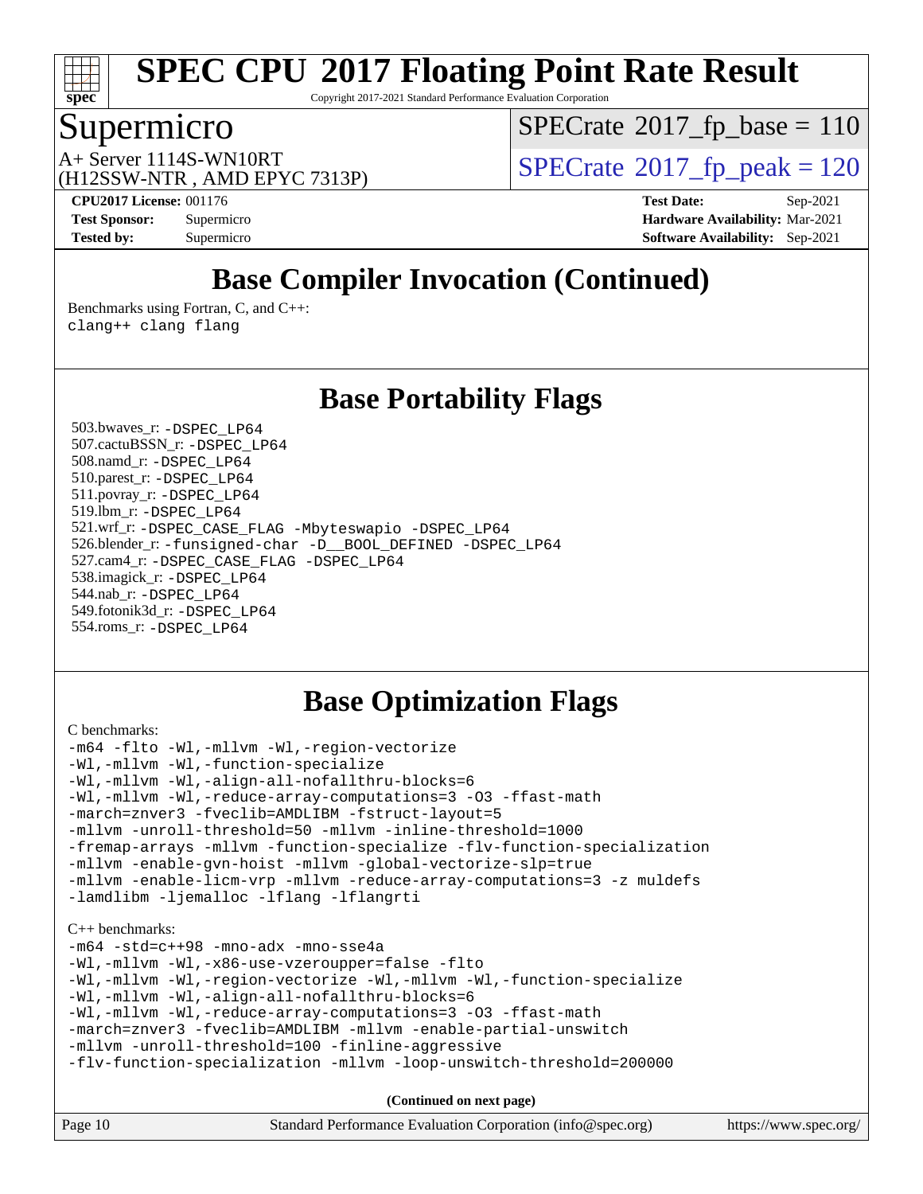# Base Compiler Invocation (Continued)

Benchmarks using Fortran, C, and C++:
```
clang++ clang flang
```

# Base Portability Flags

503.bwaves_r: -DSPEC_LP64
507.cactuBSSN_r: -DSPEC_LP64
508.namd_r: -DSPEC_LP64
510.parest_r: -DSPEC_LP64
511.povray_r: -DSPEC_LP64
519.lbm_r: -DSPEC_LP64
521.wrf_r: -DSPEC_CASE_FLAG -Mbyteswapio -DSPEC_LP64
526.blender_r: -funsigned-char -D__BOOL_DEFINED -DSPEC_LP64
527.cam4_r: -DSPEC_CASE_FLAG -DSPEC_LP64
538.imagick_r: -DSPEC_LP64
544.nab_r: -DSPEC_LP64
549.fotonik3d_r: -DSPEC_LP64
554.roms_r: -DSPEC_LP64

# Base Optimization Flags

C benchmarks:
```
-m64 -flto -Wl,-mllvm -Wl,-region-vectorize
-Wl,-mllvm -Wl,-function-specialize
-Wl,-mllvm -Wl,-align-all-nofallthru-blocks=6
-Wl,-mllvm -Wl,-reduce-array-computations=3 -O3 -ffast-math
-march=znver3 -fveclib=AMDLIBM -fstruct-layout=5
-mllvm -unroll-threshold=50 -mllvm -inline-threshold=1000
-fremap-arrays -mllvm -function-specialize -flv-function-specialization
-mllvm -enable-gvn-hoist -mllvm -global-vectorize-slp=true
-mllvm -enable-licm-vrp -mllvm -reduce-array-computations=3 -z muldefs
-lamdlibm -ljemalloc -lflang -lflangrti
```

C++ benchmarks:
```
-m64 -std=c++98 -mno-adx -mno-sse4a
-Wl,-mllvm -Wl,-x86-use-vzeroupper=false -flto
-Wl,-mllvm -Wl,-region-vectorize -Wl,-mllvm -Wl,-function-specialize
-Wl,-mllvm -Wl,-align-all-nofallthru-blocks=6
-Wl,-mllvm -Wl,-reduce-array-computations=3 -O3 -ffast-math
-march=znver3 -fveclib=AMDLIBM -mllvm -enable-partial-unswitch
-mllvm -unroll-threshold=100 -finline-aggressive
-flv-function-specialization -mllvm -loop-unswitch-threshold=200000
```

**(Continued on next page)**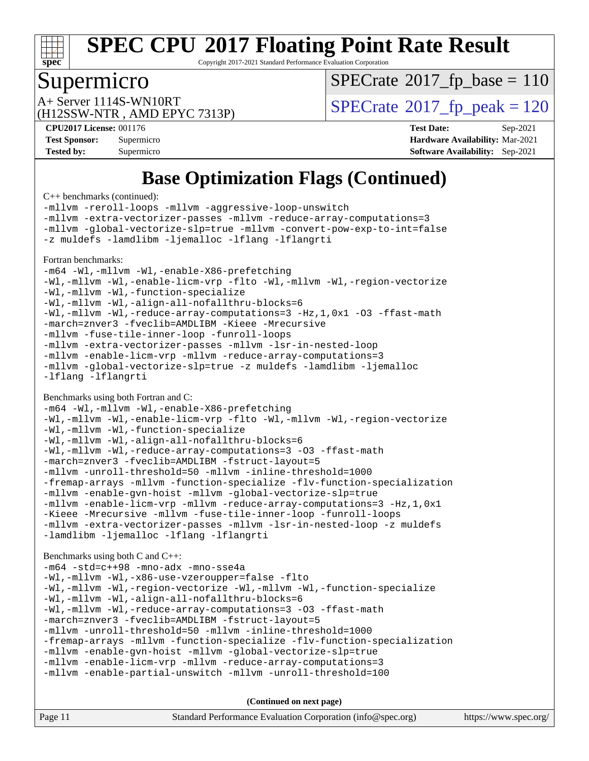# Base Optimization Flags (Continued)

C++ benchmarks (continued):

```
-mllvm -reroll-loops -mllvm -aggressive-loop-unswitch
-mllvm -extra-vectorizer-passes -mllvm -reduce-array-computations=3
-mllvm -global-vectorize-slp=true -mllvm -convert-pow-exp-to-int=false
-z muldefs -lamdlibm -ljemalloc -lflang -lflangrti
```

Fortran benchmarks:

```
-m64 -Wl,-mllvm -Wl,-enable-X86-prefetching
-Wl,-mllvm -Wl,-enable-licm-vrp -flto -Wl,-mllvm -Wl,-region-vectorize
-Wl,-mllvm -Wl,-function-specialize
-Wl,-mllvm -Wl,-align-all-nofallthru-blocks=6
-Wl,-mllvm -Wl,-reduce-array-computations=3 -Hz,1,0x1 -O3 -ffast-math
-march=znver3 -fveclib=AMDLIBM -Kieee -Mrecursive
-mllvm -fuse-tile-inner-loop -funroll-loops
-mllvm -extra-vectorizer-passes -mllvm -lsr-in-nested-loop
-mllvm -enable-licm-vrp -mllvm -reduce-array-computations=3
-mllvm -global-vectorize-slp=true -z muldefs -lamdlibm -ljemalloc
-lflang -lflangrti
```

Benchmarks using both Fortran and C:

```
-m64 -Wl,-mllvm -Wl,-enable-X86-prefetching
-Wl,-mllvm -Wl,-enable-licm-vrp -flto -Wl,-mllvm -Wl,-region-vectorize
-Wl,-mllvm -Wl,-function-specialize
-Wl,-mllvm -Wl,-align-all-nofallthru-blocks=6
-Wl,-mllvm -Wl,-reduce-array-computations=3 -O3 -ffast-math
-march=znver3 -fveclib=AMDLIBM -fstruct-layout=5
-mllvm -unroll-threshold=50 -mllvm -inline-threshold=1000
-fremap-arrays -mllvm -function-specialize -flv-function-specialization
-mllvm -enable-gvn-hoist -mllvm -global-vectorize-slp=true
-mllvm -enable-licm-vrp -mllvm -reduce-array-computations=3 -Hz,1,0x1
-Kieee -Mrecursive -mllvm -fuse-tile-inner-loop -funroll-loops
-mllvm -extra-vectorizer-passes -mllvm -lsr-in-nested-loop -z muldefs
-lamdlibm -ljemalloc -lflang -lflangrti
```

Benchmarks using both C and C++:

```
-m64 -std=c++98 -mno-adx -mno-sse4a
-Wl,-mllvm -Wl,-x86-use-vzeroupper=false -flto
-Wl,-mllvm -Wl,-region-vectorize -Wl,-mllvm -Wl,-function-specialize
-Wl,-mllvm -Wl,-align-all-nofallthru-blocks=6
-Wl,-mllvm -Wl,-reduce-array-computations=3 -O3 -ffast-math
-march=znver3 -fveclib=AMDLIBM -fstruct-layout=5
-mllvm -unroll-threshold=50 -mllvm -inline-threshold=1000
-fremap-arrays -mllvm -function-specialize -flv-function-specialization
-mllvm -enable-gvn-hoist -mllvm -global-vectorize-slp=true
-mllvm -enable-licm-vrp -mllvm -reduce-array-computations=3
-mllvm -enable-partial-unswitch -mllvm -unroll-threshold=100
```

**(Continued on next page)**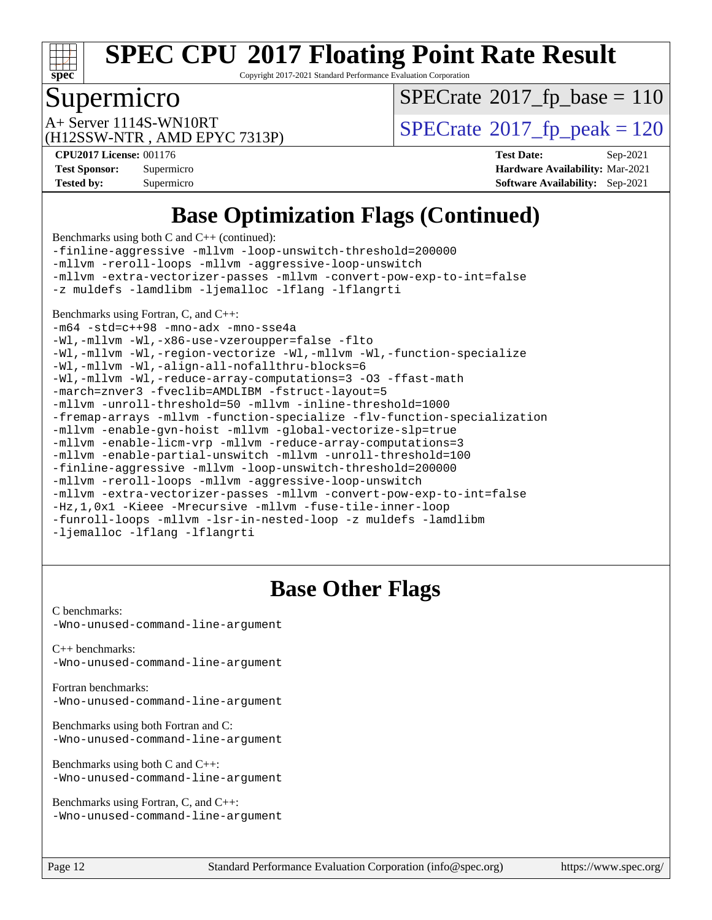# SPEC CPU 2017 Floating Point Rate Result

Copyright 2017-2021 Standard Performance Evaluation Corporation

## Supermicro

A+ Server 1114S-WN10RT
(H12SSW-NTR , AMD EPYC 7313P)

SPECrate 2017_fp_base = 110

SPECrate 2017_fp_peak = 120

**CPU2017 License:** 001176
**Test Sponsor:** Supermicro
**Tested by:** Supermicro

**Test Date:** Sep-2021
**Hardware Availability:** Mar-2021
**Software Availability:** Sep-2021

## Base Optimization Flags (Continued)

Benchmarks using both C and C++ (continued):

```
-finline-aggressive -mllvm -loop-unswitch-threshold=200000
-mllvm -reroll-loops -mllvm -aggressive-loop-unswitch
-mllvm -extra-vectorizer-passes -mllvm -convert-pow-exp-to-int=false
-z muldefs -lamdlibm -ljemalloc -lflang -lflangrti
```

Benchmarks using Fortran, C, and C++:

```
-m64 -std=c++98 -mno-adx -mno-sse4a
-Wl,-mllvm -Wl,-x86-use-vzeroupper=false -flto
-Wl,-mllvm -Wl,-region-vectorize -Wl,-mllvm -Wl,-function-specialize
-Wl,-mllvm -Wl,-align-all-nofallthru-blocks=6
-Wl,-mllvm -Wl,-reduce-array-computations=3 -O3 -ffast-math
-march=znver3 -fveclib=AMDLIBM -fstruct-layout=5
-mllvm -unroll-threshold=50 -mllvm -inline-threshold=1000
-fremap-arrays -mllvm -function-specialize -flv-function-specialization
-mllvm -enable-gvn-hoist -mllvm -global-vectorize-slp=true
-mllvm -enable-licm-vrp -mllvm -reduce-array-computations=3
-mllvm -enable-partial-unswitch -mllvm -unroll-threshold=100
-finline-aggressive -mllvm -loop-unswitch-threshold=200000
-mllvm -reroll-loops -mllvm -aggressive-loop-unswitch
-mllvm -extra-vectorizer-passes -mllvm -convert-pow-exp-to-int=false
-Hz,1,0x1 -Kieee -Mrecursive -mllvm -fuse-tile-inner-loop
-funroll-loops -mllvm -lsr-in-nested-loop -z muldefs -lamdlibm
-ljemalloc -lflang -lflangrti
```

## Base Other Flags

C benchmarks:
`-Wno-unused-command-line-argument`

C++ benchmarks:
`-Wno-unused-command-line-argument`

Fortran benchmarks:
`-Wno-unused-command-line-argument`

Benchmarks using both Fortran and C:
`-Wno-unused-command-line-argument`

Benchmarks using both C and C++:
`-Wno-unused-command-line-argument`

Benchmarks using Fortran, C, and C++:
`-Wno-unused-command-line-argument`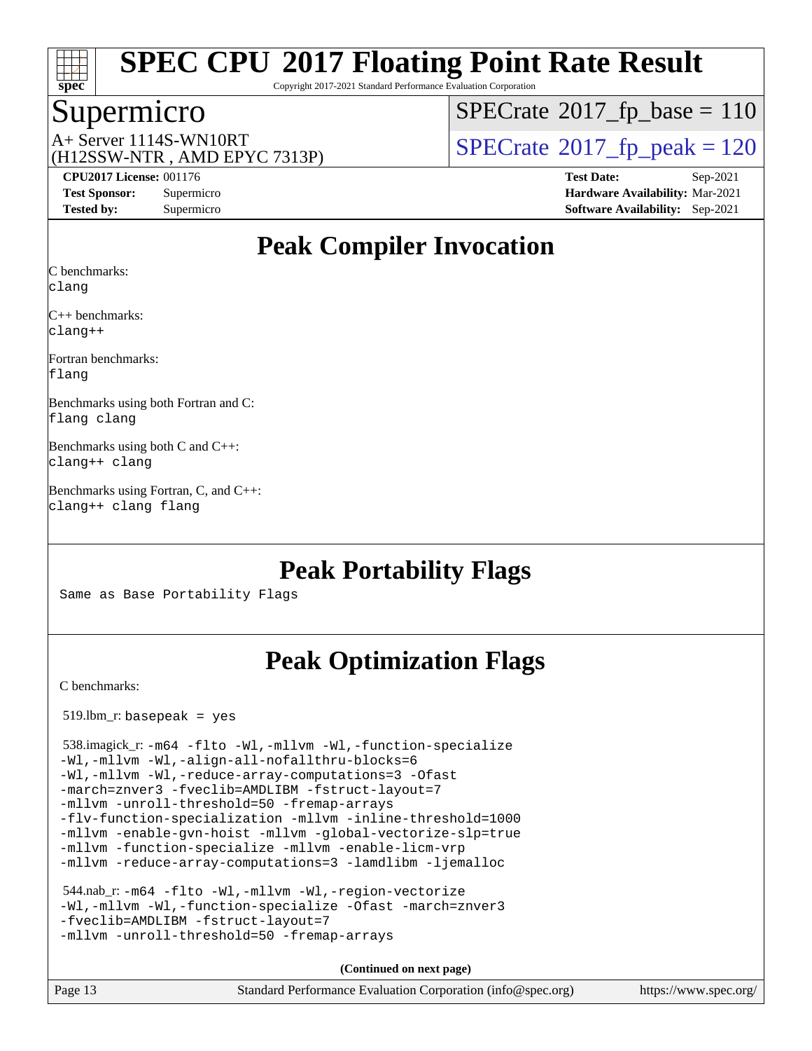# SPEC CPU 2017 Floating Point Rate Result

Copyright 2017-2021 Standard Performance Evaluation Corporation

## Supermicro

A+ Server 1114S-WN10RT
(H12SSW-NTR , AMD EPYC 7313P)

SPECrate 2017_fp_base = 110

SPECrate 2017_fp_peak = 120

**CPU2017 License:** 001176
**Test Sponsor:** Supermicro
**Tested by:** Supermicro

**Test Date:** Sep-2021
**Hardware Availability:** Mar-2021
**Software Availability:** Sep-2021

## Peak Compiler Invocation

C benchmarks:
`clang`

C++ benchmarks:
`clang++`

Fortran benchmarks:
`flang`

Benchmarks using both Fortran and C:
`flang clang`

Benchmarks using both C and C++:
`clang++ clang`

Benchmarks using Fortran, C, and C++:
`clang++ clang flang`

## Peak Portability Flags

Same as Base Portability Flags

## Peak Optimization Flags

C benchmarks:

519.lbm_r: `basepeak = yes`

538.imagick_r: `-m64 -flto -Wl,-mllvm -Wl,-function-specialize -Wl,-mllvm -Wl,-align-all-nofallthru-blocks=6 -Wl,-mllvm -Wl,-reduce-array-computations=3 -Ofast -march=znver3 -fveclib=AMDLIBM -fstruct-layout=7 -mllvm -unroll-threshold=50 -fremap-arrays -flv-function-specialization -mllvm -inline-threshold=1000 -mllvm -enable-gvn-hoist -mllvm -global-vectorize-slp=true -mllvm -function-specialize -mllvm -enable-licm-vrp -mllvm -reduce-array-computations=3 -lamdlibm -ljemalloc`

544.nab_r: `-m64 -flto -Wl,-mllvm -Wl,-region-vectorize -Wl,-mllvm -Wl,-function-specialize -Ofast -march=znver3 -fveclib=AMDLIBM -fstruct-layout=7 -mllvm -unroll-threshold=50 -fremap-arrays`

**(Continued on next page)**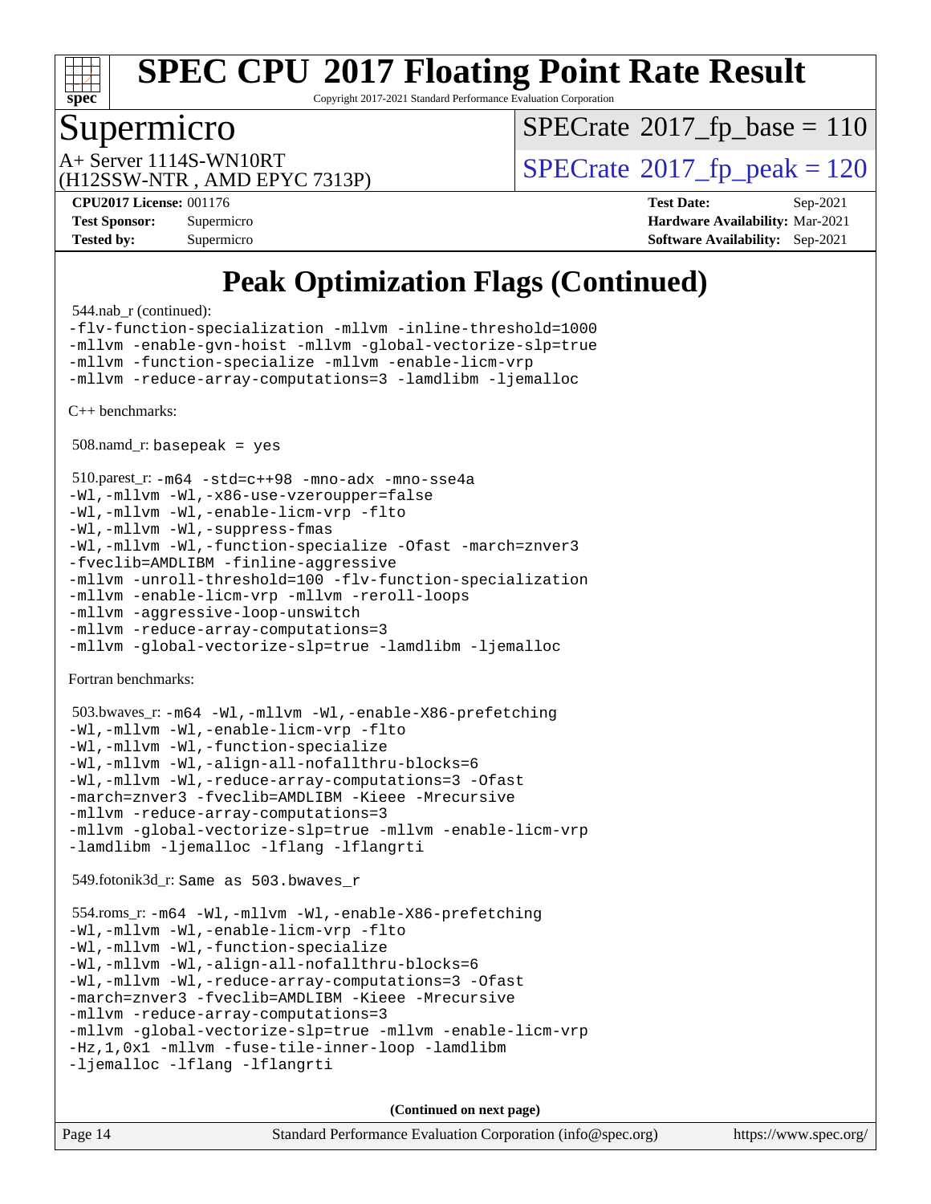# Peak Optimization Flags (Continued)

544.nab_r (continued):
```
-flv-function-specialization -mllvm -inline-threshold=1000
-mllvm -enable-gvn-hoist -mllvm -global-vectorize-slp=true
-mllvm -function-specialize -mllvm -enable-licm-vrp
-mllvm -reduce-array-computations=3 -lamdlibm -ljemalloc
```

C++ benchmarks:

508.namd_r: `basepeak = yes`

510.parest_r:
```
-m64 -std=c++98 -mno-adx -mno-sse4a
-Wl,-mllvm -Wl,-x86-use-vzeroupper=false
-Wl,-mllvm -Wl,-enable-licm-vrp -flto
-Wl,-mllvm -Wl,-suppress-fmas
-Wl,-mllvm -Wl,-function-specialize -Ofast -march=znver3
-fveclib=AMDLIBM -finline-aggressive
-mllvm -unroll-threshold=100 -flv-function-specialization
-mllvm -enable-licm-vrp -mllvm -reroll-loops
-mllvm -aggressive-loop-unswitch
-mllvm -reduce-array-computations=3
-mllvm -global-vectorize-slp=true -lamdlibm -ljemalloc
```

Fortran benchmarks:

503.bwaves_r:
```
-m64 -Wl,-mllvm -Wl,-enable-X86-prefetching
-Wl,-mllvm -Wl,-enable-licm-vrp -flto
-Wl,-mllvm -Wl,-function-specialize
-Wl,-mllvm -Wl,-align-all-nofallthru-blocks=6
-Wl,-mllvm -Wl,-reduce-array-computations=3 -Ofast
-march=znver3 -fveclib=AMDLIBM -Kieee -Mrecursive
-mllvm -reduce-array-computations=3
-mllvm -global-vectorize-slp=true -mllvm -enable-licm-vrp
-lamdlibm -ljemalloc -lflang -lflangrti
```

549.fotonik3d_r: `Same as 503.bwaves_r`

554.roms_r:
```
-m64 -Wl,-mllvm -Wl,-enable-X86-prefetching
-Wl,-mllvm -Wl,-enable-licm-vrp -flto
-Wl,-mllvm -Wl,-function-specialize
-Wl,-mllvm -Wl,-align-all-nofallthru-blocks=6
-Wl,-mllvm -Wl,-reduce-array-computations=3 -Ofast
-march=znver3 -fveclib=AMDLIBM -Kieee -Mrecursive
-mllvm -reduce-array-computations=3
-mllvm -global-vectorize-slp=true -mllvm -enable-licm-vrp
-Hz,1,0x1 -mllvm -fuse-tile-inner-loop -lamdlibm
-ljemalloc -lflang -lflangrti
```

**(Continued on next page)**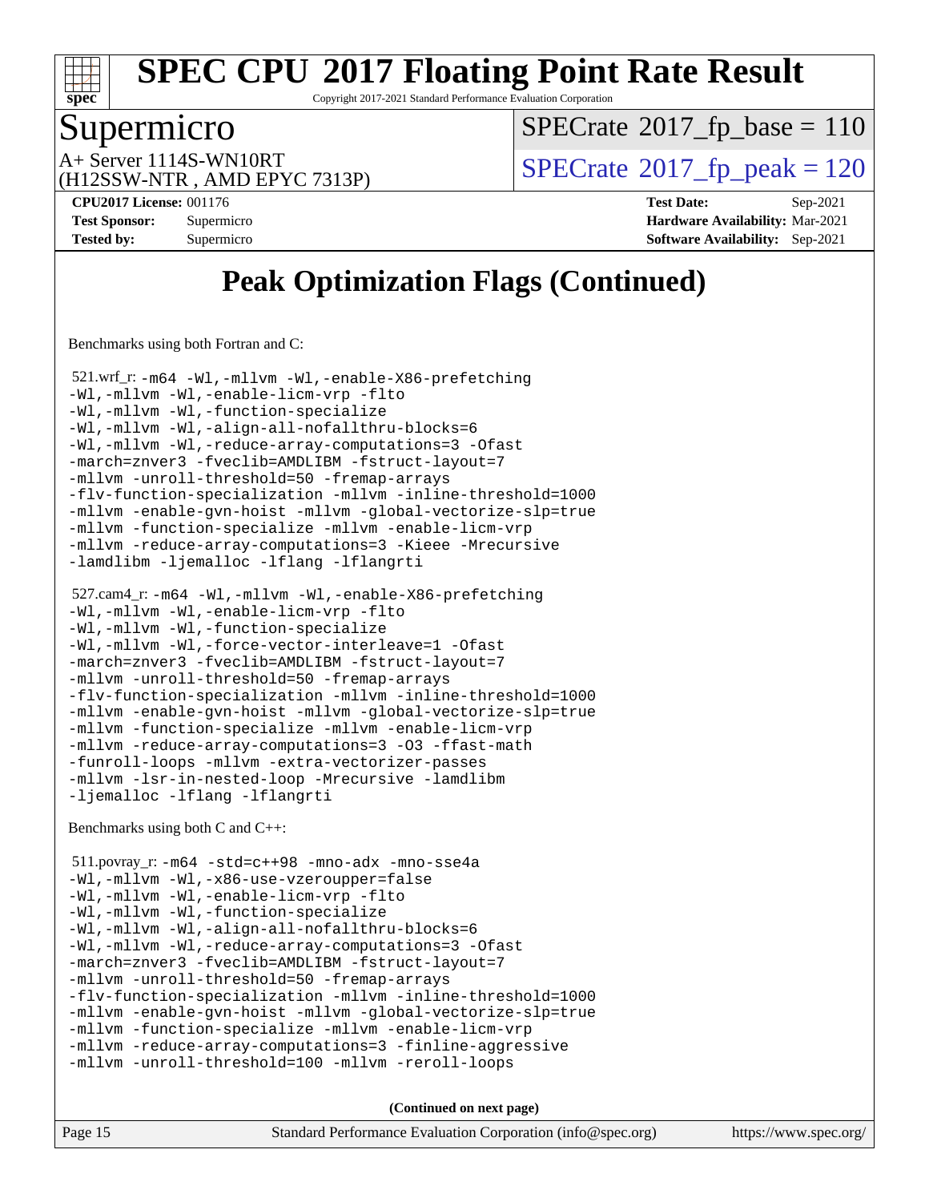# Peak Optimization Flags (Continued)

Benchmarks using both Fortran and C:

521.wrf_r: -m64 -Wl,-mllvm -Wl,-enable-X86-prefetching
-Wl,-mllvm -Wl,-enable-licm-vrp -flto
-Wl,-mllvm -Wl,-function-specialize
-Wl,-mllvm -Wl,-align-all-nofallthru-blocks=6
-Wl,-mllvm -Wl,-reduce-array-computations=3 -Ofast
-march=znver3 -fveclib=AMDLIBM -fstruct-layout=7
-mllvm -unroll-threshold=50 -fremap-arrays
-flv-function-specialization -mllvm -inline-threshold=1000
-mllvm -enable-gvn-hoist -mllvm -global-vectorize-slp=true
-mllvm -function-specialize -mllvm -enable-licm-vrp
-mllvm -reduce-array-computations=3 -Kieee -Mrecursive
-lamdlibm -ljemalloc -lflang -lflangrti

527.cam4_r: -m64 -Wl,-mllvm -Wl,-enable-X86-prefetching
-Wl,-mllvm -Wl,-enable-licm-vrp -flto
-Wl,-mllvm -Wl,-function-specialize
-Wl,-mllvm -Wl,-force-vector-interleave=1 -Ofast
-march=znver3 -fveclib=AMDLIBM -fstruct-layout=7
-mllvm -unroll-threshold=50 -fremap-arrays
-flv-function-specialization -mllvm -inline-threshold=1000
-mllvm -enable-gvn-hoist -mllvm -global-vectorize-slp=true
-mllvm -function-specialize -mllvm -enable-licm-vrp
-mllvm -reduce-array-computations=3 -O3 -ffast-math
-funroll-loops -mllvm -extra-vectorizer-passes
-mllvm -lsr-in-nested-loop -Mrecursive -lamdlibm
-ljemalloc -lflang -lflangrti

Benchmarks using both C and C++:

511.povray_r: -m64 -std=c++98 -mno-adx -mno-sse4a
-Wl,-mllvm -Wl,-x86-use-vzeroupper=false
-Wl,-mllvm -Wl,-enable-licm-vrp -flto
-Wl,-mllvm -Wl,-function-specialize
-Wl,-mllvm -Wl,-align-all-nofallthru-blocks=6
-Wl,-mllvm -Wl,-reduce-array-computations=3 -Ofast
-march=znver3 -fveclib=AMDLIBM -fstruct-layout=7
-mllvm -unroll-threshold=50 -fremap-arrays
-flv-function-specialization -mllvm -inline-threshold=1000
-mllvm -enable-gvn-hoist -mllvm -global-vectorize-slp=true
-mllvm -function-specialize -mllvm -enable-licm-vrp
-mllvm -reduce-array-computations=3 -finline-aggressive
-mllvm -unroll-threshold=100 -mllvm -reroll-loops

**(Continued on next page)**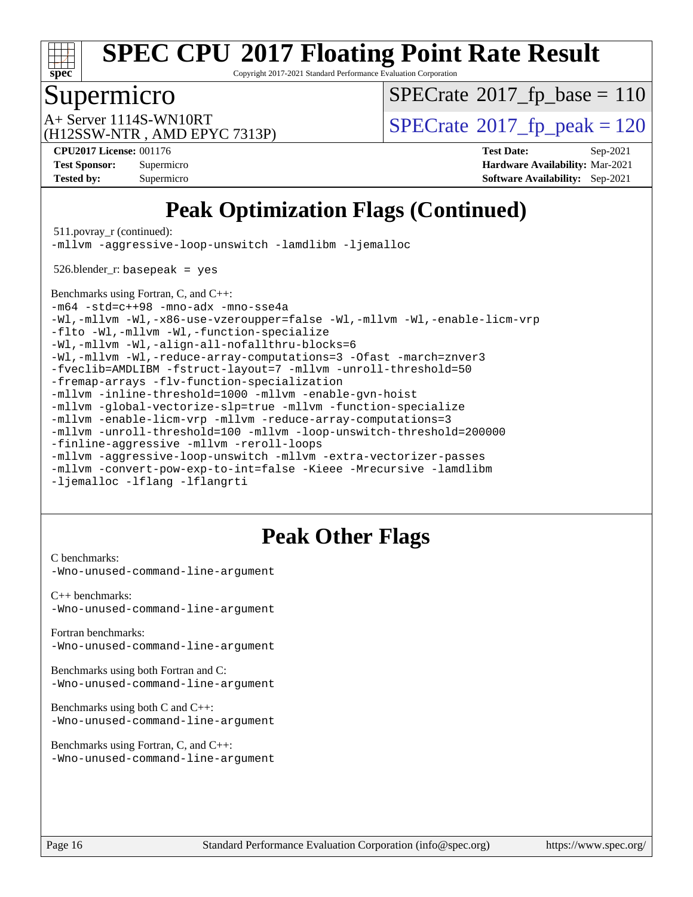# SPEC CPU 2017 Floating Point Rate Result

Copyright 2017-2021 Standard Performance Evaluation Corporation

## Supermicro

A+ Server 1114S-WN10RT
(H12SSW-NTR , AMD EPYC 7313P)

SPECrate 2017_fp_base = 110

SPECrate 2017_fp_peak = 120

**CPU2017 License:** 001176
**Test Sponsor:** Supermicro
**Tested by:** Supermicro

**Test Date:** Sep-2021
**Hardware Availability:** Mar-2021
**Software Availability:** Sep-2021

# Peak Optimization Flags (Continued)

511.povray_r (continued):
```
-mllvm -aggressive-loop-unswitch -lamdlibm -ljemalloc
```

526.blender_r: basepeak = yes

Benchmarks using Fortran, C, and C++:
```
-m64 -std=c++98 -mno-adx -mno-sse4a
-Wl,-mllvm -Wl,-x86-use-vzeroupper=false -Wl,-mllvm -Wl,-enable-licm-vrp
-flto -Wl,-mllvm -Wl,-function-specialize
-Wl,-mllvm -Wl,-align-all-nofallthru-blocks=6
-Wl,-mllvm -Wl,-reduce-array-computations=3 -Ofast -march=znver3
-fveclib=AMDLIBM -fstruct-layout=7 -mllvm -unroll-threshold=50
-fremap-arrays -flv-function-specialization
-mllvm -inline-threshold=1000 -mllvm -enable-gvn-hoist
-mllvm -global-vectorize-slp=true -mllvm -function-specialize
-mllvm -enable-licm-vrp -mllvm -reduce-array-computations=3
-mllvm -unroll-threshold=100 -mllvm -loop-unswitch-threshold=200000
-finline-aggressive -mllvm -reroll-loops
-mllvm -aggressive-loop-unswitch -mllvm -extra-vectorizer-passes
-mllvm -convert-pow-exp-to-int=false -Kieee -Mrecursive -lamdlibm
-ljemalloc -lflang -lflangrti
```

# Peak Other Flags

C benchmarks:
```
-Wno-unused-command-line-argument
```

C++ benchmarks:
```
-Wno-unused-command-line-argument
```

Fortran benchmarks:
```
-Wno-unused-command-line-argument
```

Benchmarks using both Fortran and C:
```
-Wno-unused-command-line-argument
```

Benchmarks using both C and C++:
```
-Wno-unused-command-line-argument
```

Benchmarks using Fortran, C, and C++:
```
-Wno-unused-command-line-argument
```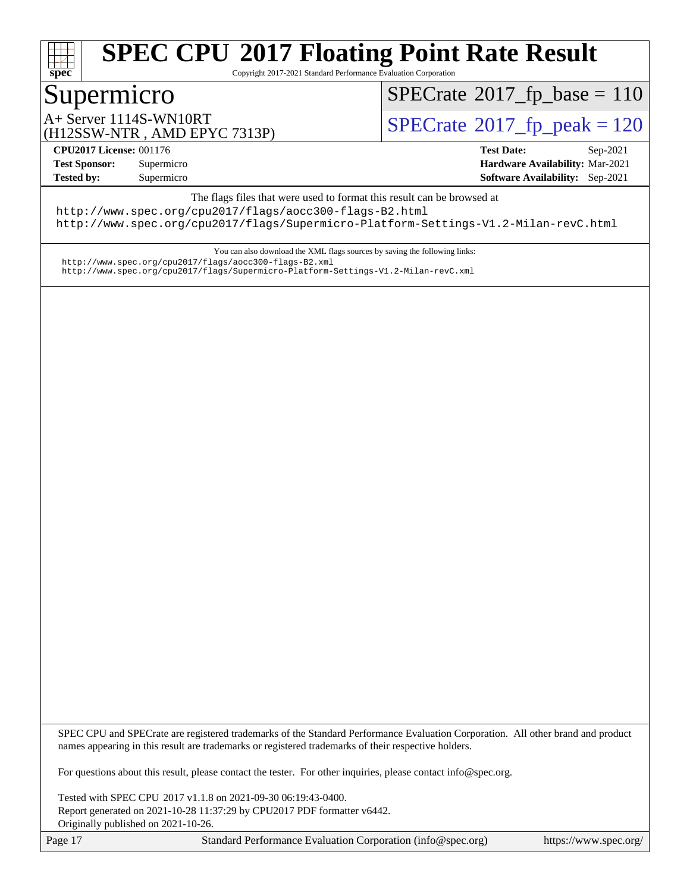The flags files that were used to format this result can be browsed at

http://www.spec.org/cpu2017/flags/aocc300-flags-B2.html
http://www.spec.org/cpu2017/flags/Supermicro-Platform-Settings-V1.2-Milan-revC.html

You can also download the XML flags sources by saving the following links:

http://www.spec.org/cpu2017/flags/aocc300-flags-B2.xml
http://www.spec.org/cpu2017/flags/Supermicro-Platform-Settings-V1.2-Milan-revC.xml

SPEC CPU and SPECrate are registered trademarks of the Standard Performance Evaluation Corporation. All other brand and product names appearing in this result are trademarks or registered trademarks of their respective holders.

For questions about this result, please contact the tester. For other inquiries, please contact info@spec.org.

Tested with SPEC CPU 2017 v1.1.8 on 2021-09-30 06:19:43-0400.
Report generated on 2021-10-28 11:37:29 by CPU2017 PDF formatter v6442.
Originally published on 2021-10-26.